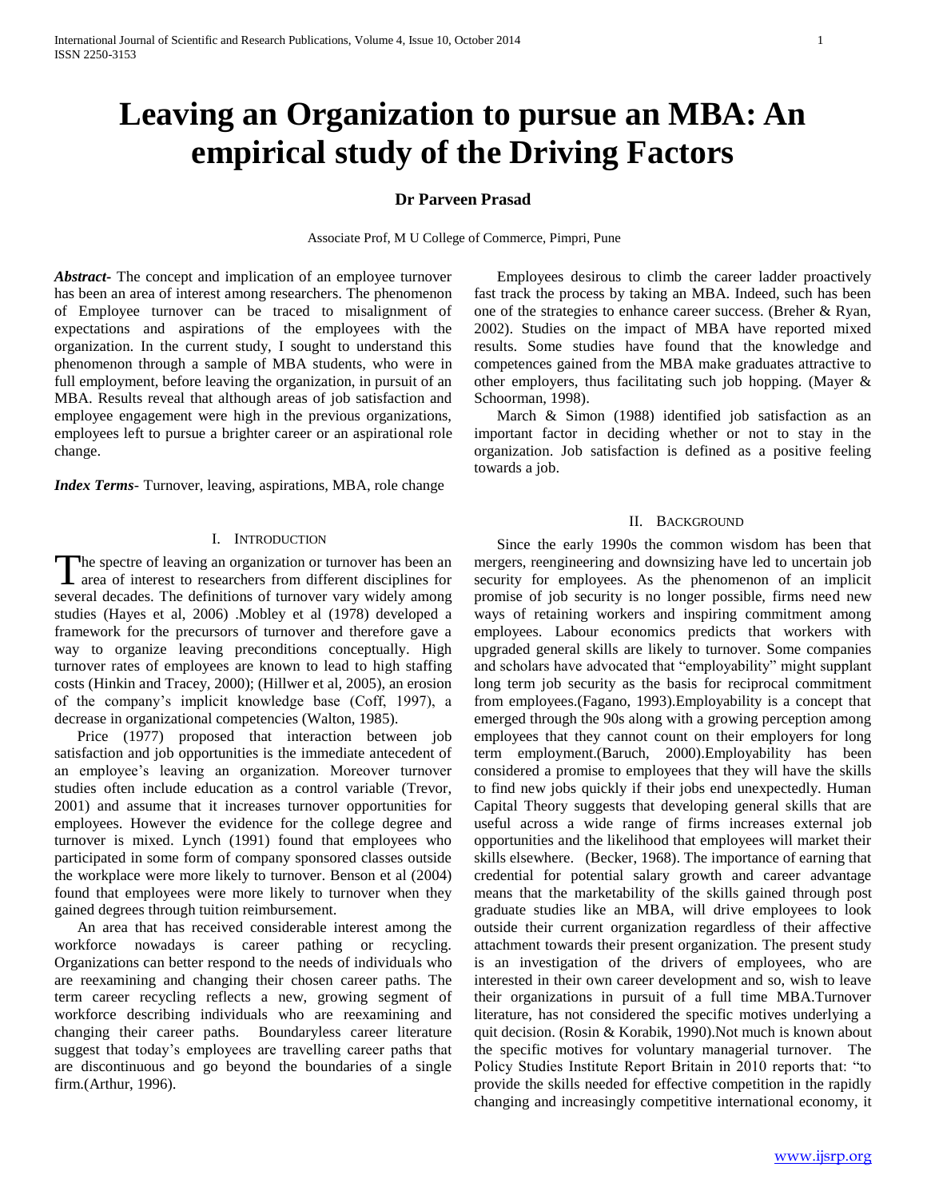# Leaving an Organization to pursue an MBA: An empirical study of the Driving Factors

**Dr Parveen Prasad**

Associate Prof, M U College of Commerce, Pimpri, Pune

***Abstract***- The concept and implication of an employee turnover has been an area of interest among researchers. The phenomenon of Employee turnover can be traced to misalignment of expectations and aspirations of the employees with the organization. In the current study, I sought to understand this phenomenon through a sample of MBA students, who were in full employment, before leaving the organization, in pursuit of an MBA. Results reveal that although areas of job satisfaction and employee engagement were high in the previous organizations, employees left to pursue a brighter career or an aspirational role change.

***Index Terms***- Turnover, leaving, aspirations, MBA, role change

## I. Introduction

The spectre of leaving an organization or turnover has been an area of interest to researchers from different disciplines for several decades. The definitions of turnover vary widely among studies (Hayes et al, 2006) .Mobley et al (1978) developed a framework for the precursors of turnover and therefore gave a way to organize leaving preconditions conceptually. High turnover rates of employees are known to lead to high staffing costs (Hinkin and Tracey, 2000); (Hillwer et al, 2005), an erosion of the company's implicit knowledge base (Coff, 1997), a decrease in organizational competencies (Walton, 1985).

Price (1977) proposed that interaction between job satisfaction and job opportunities is the immediate antecedent of an employee's leaving an organization. Moreover turnover studies often include education as a control variable (Trevor, 2001) and assume that it increases turnover opportunities for employees. However the evidence for the college degree and turnover is mixed. Lynch (1991) found that employees who participated in some form of company sponsored classes outside the workplace were more likely to turnover. Benson et al (2004) found that employees were more likely to turnover when they gained degrees through tuition reimbursement.

An area that has received considerable interest among the workforce nowadays is career pathing or recycling. Organizations can better respond to the needs of individuals who are reexamining and changing their chosen career paths. The term career recycling reflects a new, growing segment of workforce describing individuals who are reexamining and changing their career paths. Boundaryless career literature suggest that today's employees are travelling career paths that are discontinuous and go beyond the boundaries of a single firm.(Arthur, 1996).

Employees desirous to climb the career ladder proactively fast track the process by taking an MBA. Indeed, such has been one of the strategies to enhance career success. (Breher & Ryan, 2002). Studies on the impact of MBA have reported mixed results. Some studies have found that the knowledge and competences gained from the MBA make graduates attractive to other employers, thus facilitating such job hopping. (Mayer & Schoorman, 1998).

March & Simon (1988) identified job satisfaction as an important factor in deciding whether or not to stay in the organization. Job satisfaction is defined as a positive feeling towards a job.

## II. Background

Since the early 1990s the common wisdom has been that mergers, reengineering and downsizing have led to uncertain job security for employees. As the phenomenon of an implicit promise of job security is no longer possible, firms need new ways of retaining workers and inspiring commitment among employees. Labour economics predicts that workers with upgraded general skills are likely to turnover. Some companies and scholars have advocated that "employability" might supplant long term job security as the basis for reciprocal commitment from employees.(Fagano, 1993).Employability is a concept that emerged through the 90s along with a growing perception among employees that they cannot count on their employers for long term employment.(Baruch, 2000).Employability has been considered a promise to employees that they will have the skills to find new jobs quickly if their jobs end unexpectedly. Human Capital Theory suggests that developing general skills that are useful across a wide range of firms increases external job opportunities and the likelihood that employees will market their skills elsewhere. (Becker, 1968). The importance of earning that credential for potential salary growth and career advantage means that the marketability of the skills gained through post graduate studies like an MBA, will drive employees to look outside their current organization regardless of their affective attachment towards their present organization. The present study is an investigation of the drivers of employees, who are interested in their own career development and so, wish to leave their organizations in pursuit of a full time MBA.Turnover literature, has not considered the specific motives underlying a quit decision. (Rosin & Korabik, 1990).Not much is known about the specific motives for voluntary managerial turnover. The Policy Studies Institute Report Britain in 2010 reports that: "to provide the skills needed for effective competition in the rapidly changing and increasingly competitive international economy, it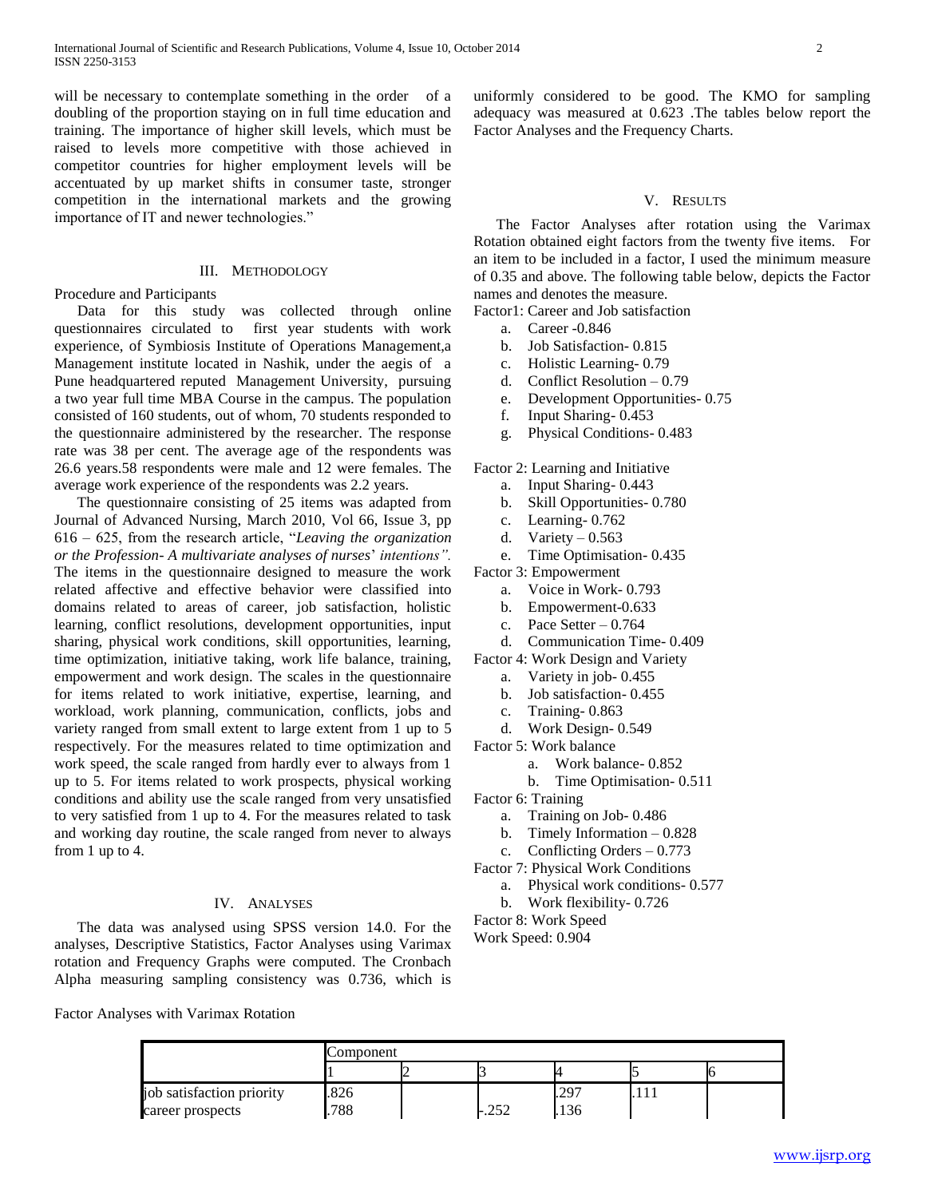will be necessary to contemplate something in the order of a doubling of the proportion staying on in full time education and training. The importance of higher skill levels, which must be raised to levels more competitive with those achieved in competitor countries for higher employment levels will be accentuated by up market shifts in consumer taste, stronger competition in the international markets and the growing importance of IT and newer technologies."

## III. Methodology

Procedure and Participants

Data for this study was collected through online questionnaires circulated to first year students with work experience, of Symbiosis Institute of Operations Management,a Management institute located in Nashik, under the aegis of a Pune headquartered reputed Management University, pursuing a two year full time MBA Course in the campus. The population consisted of 160 students, out of whom, 70 students responded to the questionnaire administered by the researcher. The response rate was 38 per cent. The average age of the respondents was 26.6 years.58 respondents were male and 12 were females. The average work experience of the respondents was 2.2 years.

The questionnaire consisting of 25 items was adapted from Journal of Advanced Nursing, March 2010, Vol 66, Issue 3, pp 616 – 625, from the research article, "*Leaving the organization or the Profession- A multivariate analyses of nurses' intentions".* The items in the questionnaire designed to measure the work related affective and effective behavior were classified into domains related to areas of career, job satisfaction, holistic learning, conflict resolutions, development opportunities, input sharing, physical work conditions, skill opportunities, learning, time optimization, initiative taking, work life balance, training, empowerment and work design. The scales in the questionnaire for items related to work initiative, expertise, learning, and workload, work planning, communication, conflicts, jobs and variety ranged from small extent to large extent from 1 up to 5 respectively. For the measures related to time optimization and work speed, the scale ranged from hardly ever to always from 1 up to 5. For items related to work prospects, physical working conditions and ability use the scale ranged from very unsatisfied to very satisfied from 1 up to 4. For the measures related to task and working day routine, the scale ranged from never to always from 1 up to 4.

## IV. Analyses

The data was analysed using SPSS version 14.0. For the analyses, Descriptive Statistics, Factor Analyses using Varimax rotation and Frequency Graphs were computed. The Cronbach Alpha measuring sampling consistency was 0.736, which is uniformly considered to be good. The KMO for sampling adequacy was measured at 0.623 .The tables below report the Factor Analyses and the Frequency Charts.

## V. Results

The Factor Analyses after rotation using the Varimax Rotation obtained eight factors from the twenty five items. For an item to be included in a factor, I used the minimum measure of 0.35 and above. The following table below, depicts the Factor names and denotes the measure.

Factor1: Career and Job satisfaction

- a. Career -0.846
- b. Job Satisfaction- 0.815
- c. Holistic Learning- 0.79
- d. Conflict Resolution – 0.79
- e. Development Opportunities- 0.75
- f. Input Sharing- 0.453
- g. Physical Conditions- 0.483

Factor 2: Learning and Initiative

- a. Input Sharing- 0.443
- b. Skill Opportunities- 0.780
- c. Learning- 0.762
- d. Variety – 0.563
- e. Time Optimisation- 0.435

Factor 3: Empowerment

- a. Voice in Work- 0.793
- b. Empowerment-0.633
- c. Pace Setter – 0.764
- d. Communication Time- 0.409

Factor 4: Work Design and Variety

- a. Variety in job- 0.455
- b. Job satisfaction- 0.455
- c. Training- 0.863
- d. Work Design- 0.549

Factor 5: Work balance

- a. Work balance- 0.852
- b. Time Optimisation- 0.511

Factor 6: Training

- a. Training on Job- 0.486
- b. Timely Information – 0.828
- c. Conflicting Orders – 0.773

Factor 7: Physical Work Conditions

- a. Physical work conditions- 0.577
- b. Work flexibility- 0.726

Factor 8: Work Speed

Work Speed: 0.904

Factor Analyses with Varimax Rotation

| | Component | | | | | |
|---|---|---|---|---|---|---|
| | 1 | 2 | 3 | 4 | 5 | 6 |
| job satisfaction priority | .826 | | | .297 | .111 | |
| career prospects | .788 | | -.252 | .136 | | |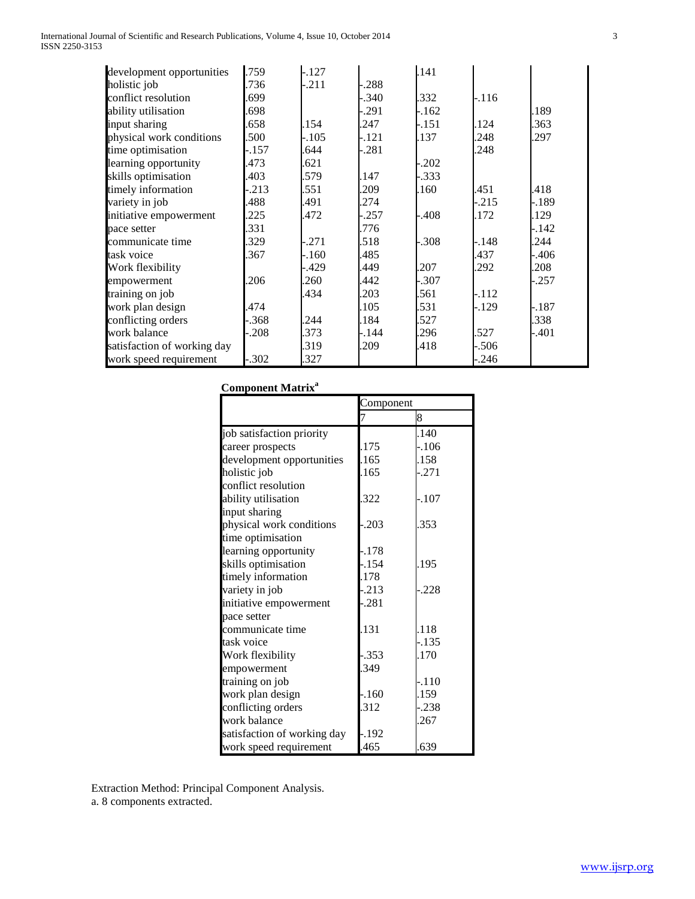| | | | | | | |
|---|---|---|---|---|---|---|
| development opportunities | .759 | -.127 | | .141 | | |
| holistic job | .736 | -.211 | -.288 | | | |
| conflict resolution | .699 | | -.340 | .332 | -.116 | |
| ability utilisation | .698 | | -.291 | -.162 | | .189 |
| input sharing | .658 | .154 | .247 | -.151 | .124 | .363 |
| physical work conditions | .500 | -.105 | -.121 | .137 | .248 | .297 |
| time optimisation | -.157 | .644 | -.281 | | .248 | |
| learning opportunity | .473 | .621 | | -.202 | | |
| skills optimisation | .403 | .579 | .147 | -.333 | | |
| timely information | -.213 | .551 | .209 | .160 | .451 | .418 |
| variety in job | .488 | .491 | .274 | | -.215 | -.189 |
| initiative empowerment | .225 | .472 | -.257 | -.408 | .172 | .129 |
| pace setter | .331 | | .776 | | | -.142 |
| communicate time | .329 | -.271 | .518 | -.308 | -.148 | .244 |
| task voice | .367 | -.160 | .485 | | .437 | -.406 |
| Work flexibility | | -.429 | .449 | .207 | .292 | .208 |
| empowerment | .206 | .260 | .442 | -.307 | | -.257 |
| training on job | | .434 | .203 | .561 | -.112 | |
| work plan design | .474 | | .105 | .531 | -.129 | -.187 |
| conflicting orders | -.368 | .244 | .184 | .527 | | .338 |
| work balance | -.208 | .373 | -.144 | .296 | .527 | -.401 |
| satisfaction of working day | | .319 | .209 | .418 | -.506 | |
| work speed requirement | -.302 | .327 | | | -.246 | |

**Component Matrix[a]**

| | Component | |
|---|---|---|
| | 7 | 8 |
| job satisfaction priority | | .140 |
| career prospects | .175 | -.106 |
| development opportunities | .165 | .158 |
| holistic job | .165 | -.271 |
| conflict resolution | | |
| ability utilisation | .322 | -.107 |
| input sharing | | |
| physical work conditions | -.203 | .353 |
| time optimisation | | |
| learning opportunity | -.178 | |
| skills optimisation | -.154 | .195 |
| timely information | .178 | |
| variety in job | -.213 | -.228 |
| initiative empowerment | -.281 | |
| pace setter | | |
| communicate time | .131 | .118 |
| task voice | | -.135 |
| Work flexibility | -.353 | .170 |
| empowerment | .349 | |
| training on job | | -.110 |
| work plan design | -.160 | .159 |
| conflicting orders | .312 | -.238 |
| work balance | | .267 |
| satisfaction of working day | -.192 | |
| work speed requirement | .465 | .639 |

Extraction Method: Principal Component Analysis.
a. 8 components extracted.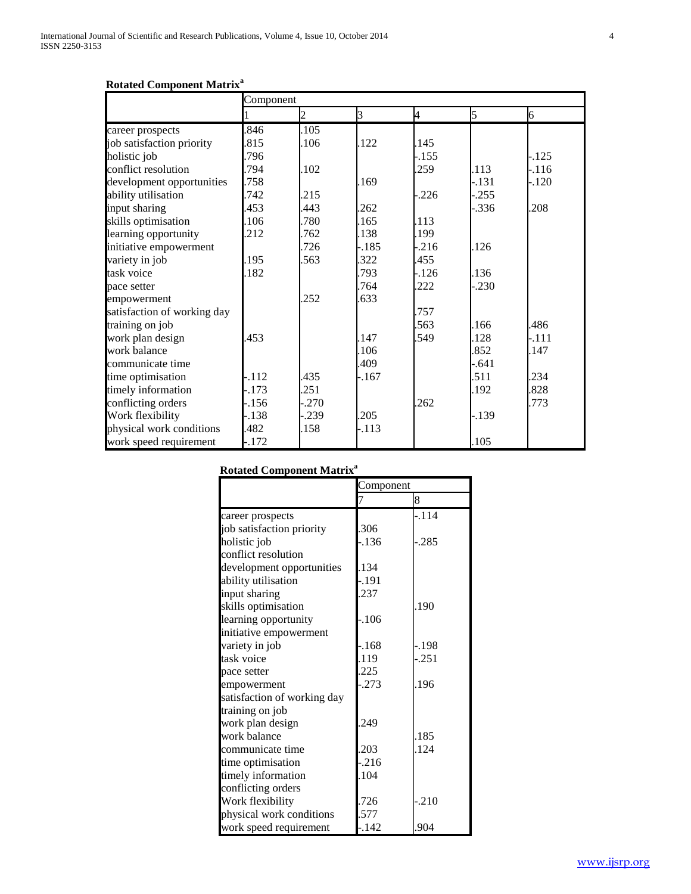**Rotated Component Matrix[a]**

| | Component | | | | | |
|---|---|---|---|---|---|---|
| | 1 | 2 | 3 | 4 | 5 | 6 |
| career prospects | .846 | .105 | | | | |
| job satisfaction priority | .815 | .106 | .122 | .145 | | |
| holistic job | .796 | | | -.155 | | -.125 |
| conflict resolution | .794 | .102 | | .259 | .113 | -.116 |
| development opportunities | .758 | | .169 | | -.131 | -.120 |
| ability utilisation | .742 | .215 | | -.226 | -.255 | |
| input sharing | .453 | .443 | .262 | | -.336 | .208 |
| skills optimisation | .106 | .780 | .165 | .113 | | |
| learning opportunity | .212 | .762 | .138 | .199 | | |
| initiative empowerment | | .726 | -.185 | -.216 | .126 | |
| variety in job | .195 | .563 | .322 | .455 | | |
| task voice | .182 | | .793 | -.126 | .136 | |
| pace setter | | | .764 | .222 | -.230 | |
| empowerment | | .252 | .633 | | | |
| satisfaction of working day | | | | .757 | | |
| training on job | | | | .563 | .166 | .486 |
| work plan design | .453 | | .147 | .549 | .128 | -.111 |
| work balance | | | .106 | | .852 | .147 |
| communicate time | | | .409 | | -.641 | |
| time optimisation | -.112 | .435 | -.167 | | .511 | .234 |
| timely information | -.173 | .251 | | | .192 | .828 |
| conflicting orders | -.156 | -.270 | | .262 | | .773 |
| Work flexibility | -.138 | -.239 | .205 | | -.139 | |
| physical work conditions | .482 | .158 | -.113 | | | |
| work speed requirement | -.172 | | | | .105 | |

**Rotated Component Matrix[a]**

| | Component | |
|---|---|---|
| | 7 | 8 |
| career prospects | | -.114 |
| job satisfaction priority | .306 | |
| holistic job | -.136 | -.285 |
| conflict resolution | | |
| development opportunities | .134 | |
| ability utilisation | -.191 | |
| input sharing | .237 | |
| skills optimisation | | .190 |
| learning opportunity | -.106 | |
| initiative empowerment | | |
| variety in job | -.168 | -.198 |
| task voice | .119 | -.251 |
| pace setter | .225 | |
| empowerment | -.273 | .196 |
| satisfaction of working day | | |
| training on job | | |
| work plan design | .249 | |
| work balance | | .185 |
| communicate time | .203 | .124 |
| time optimisation | -.216 | |
| timely information | .104 | |
| conflicting orders | | |
| Work flexibility | .726 | -.210 |
| physical work conditions | .577 | |
| work speed requirement | -.142 | .904 |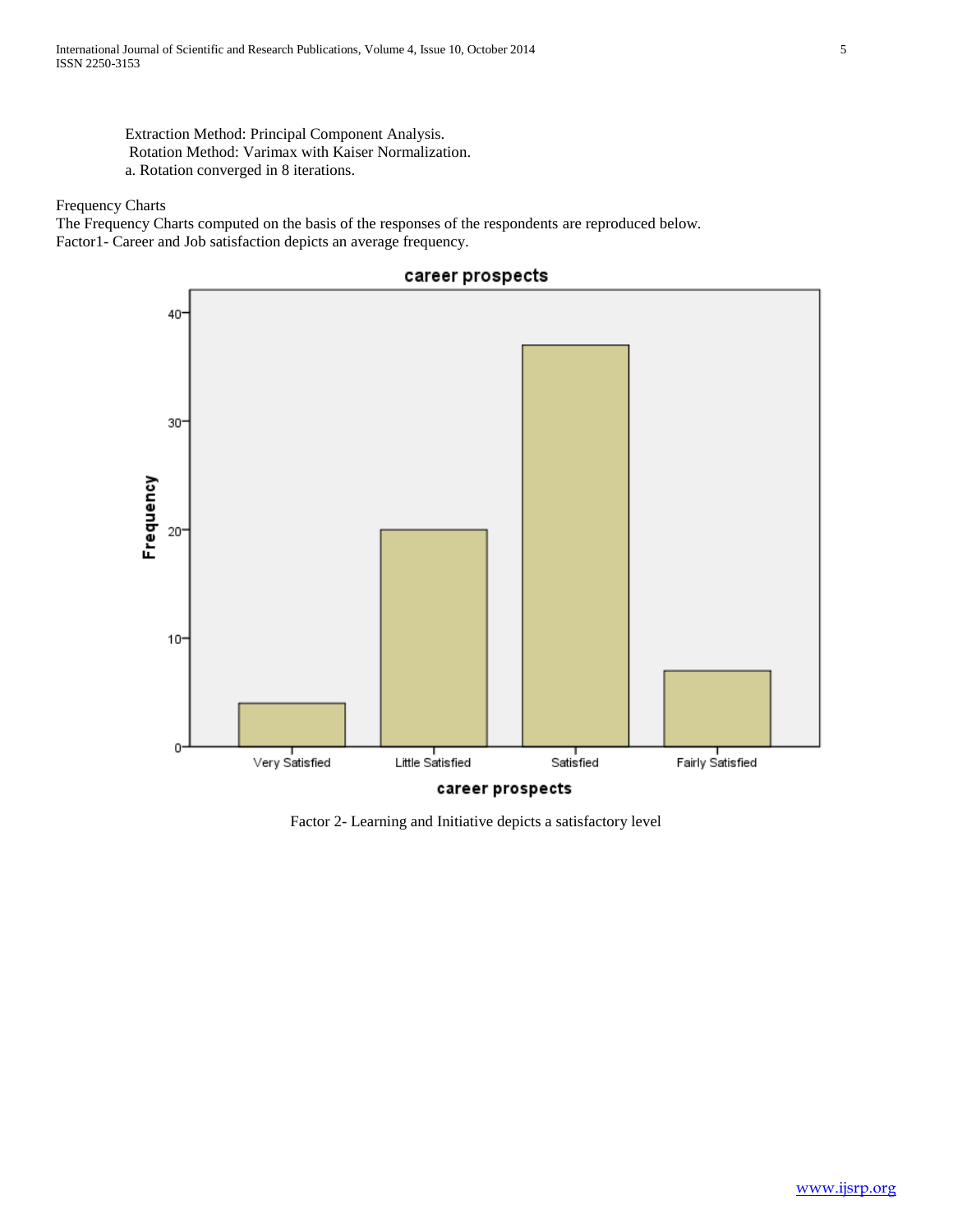Extraction Method: Principal Component Analysis.
Rotation Method: Varimax with Kaiser Normalization.
a. Rotation converged in 8 iterations.

Frequency Charts

The Frequency Charts computed on the basis of the responses of the respondents are reproduced below.

Factor1- Career and Job satisfaction depicts an average frequency.

Factor 2- Learning and Initiative depicts a satisfactory level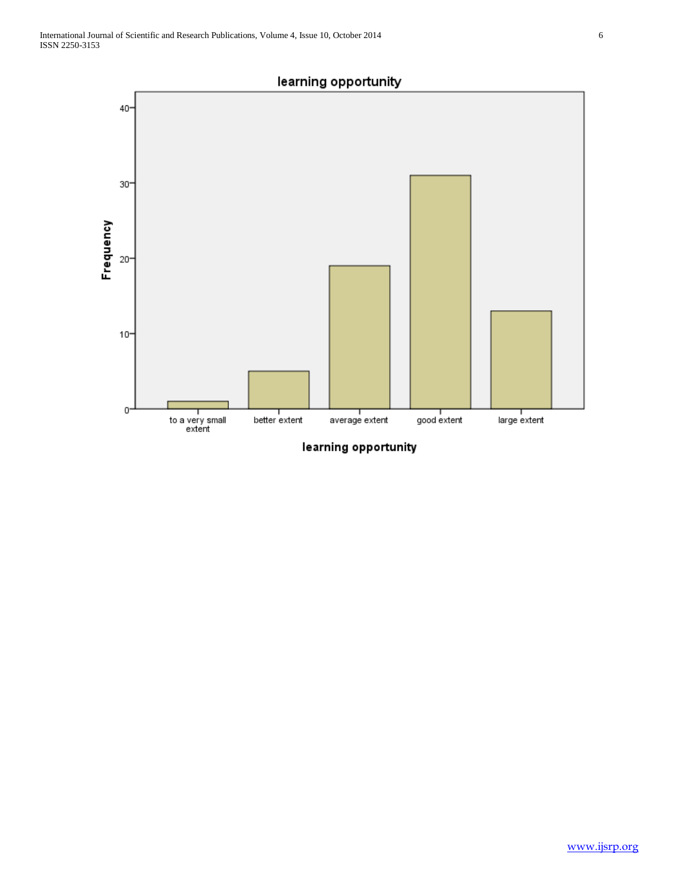learning opportunity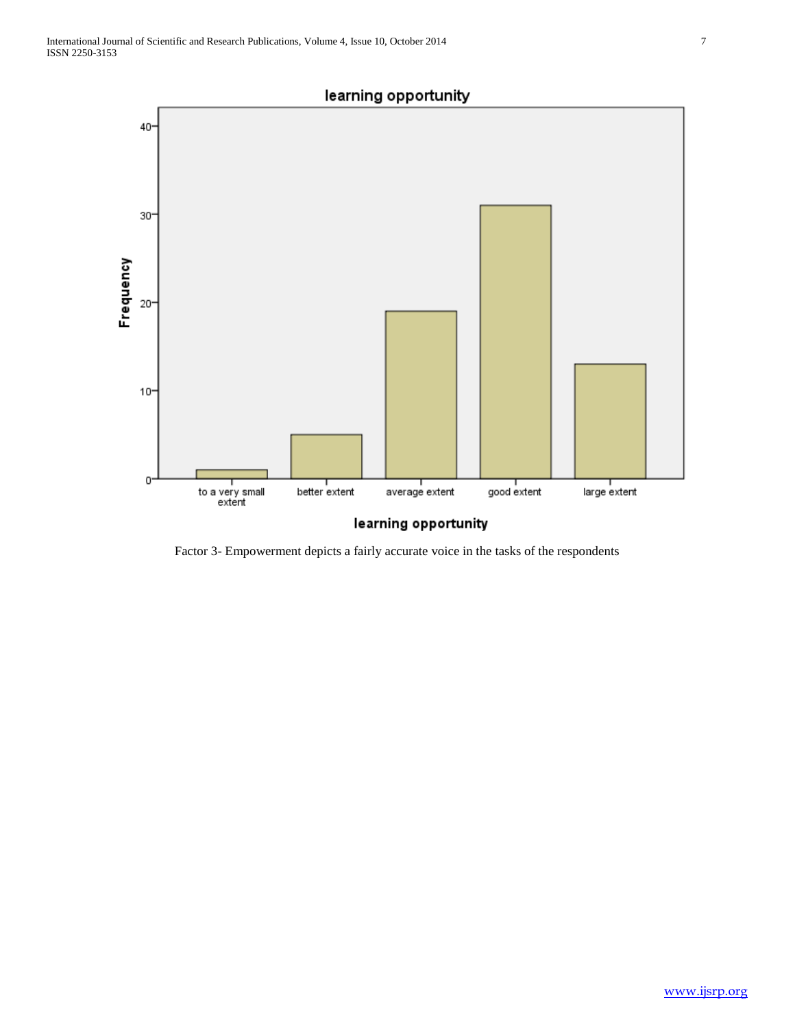learning opportunity

| learning opportunity | Frequency |
| --- | --- |
| to a very small extent | 1 |
| better extent | 5 |
| average extent | 19 |
| good extent | 31 |
| large extent | 13 |

Factor 3- Empowerment depicts a fairly accurate voice in the tasks of the respondents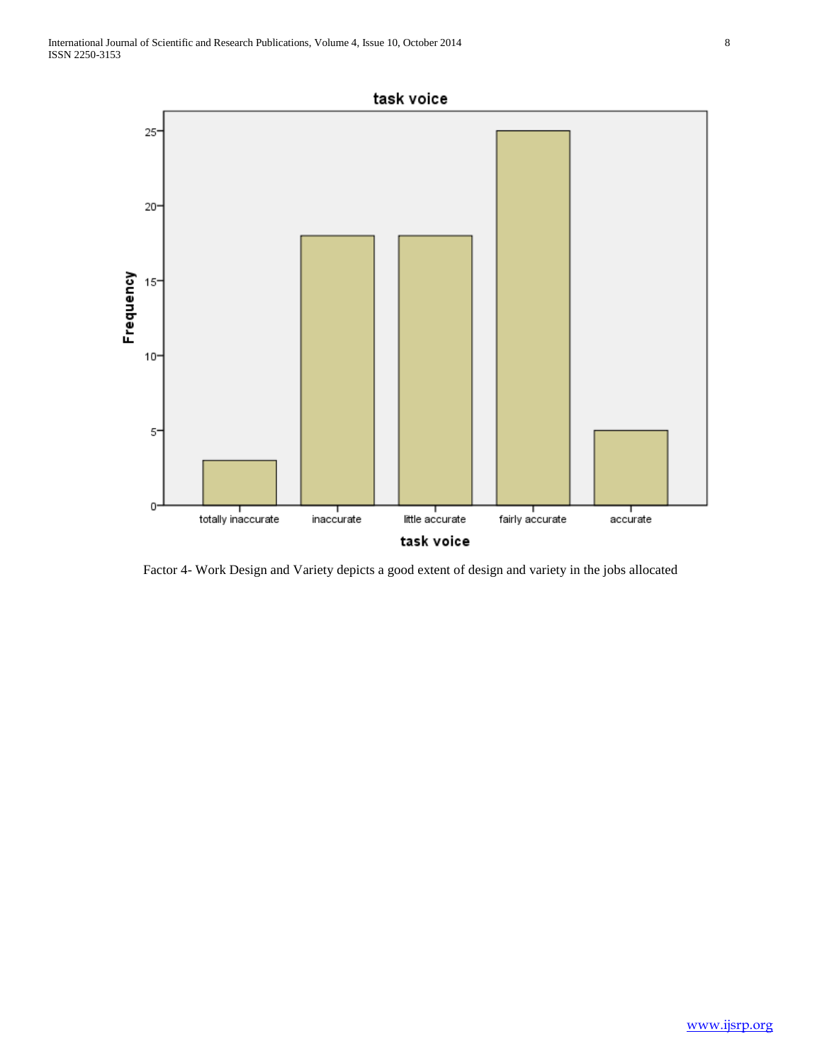Factor 4- Work Design and Variety depicts a good extent of design and variety in the jobs allocated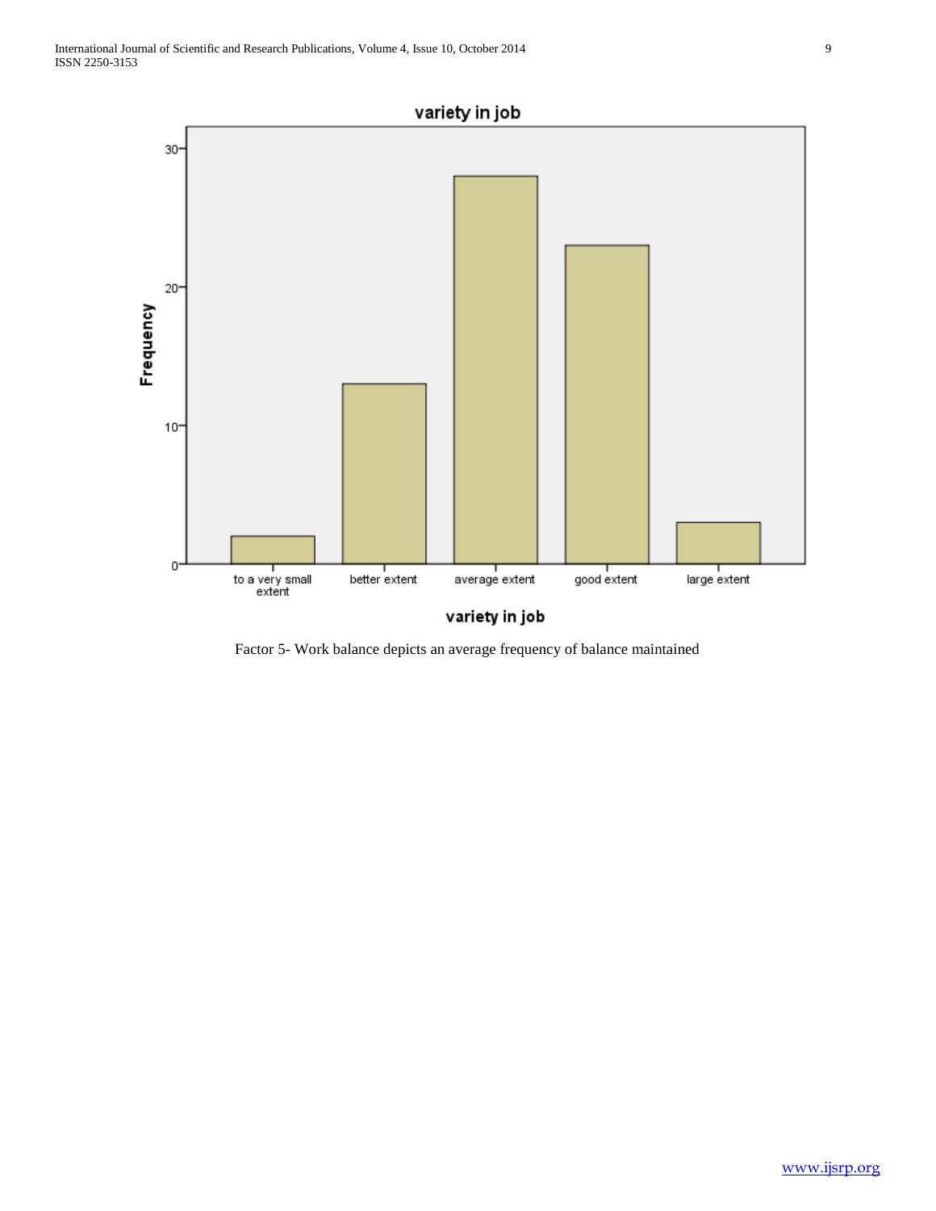Factor 5- Work balance depicts an average frequency of balance maintained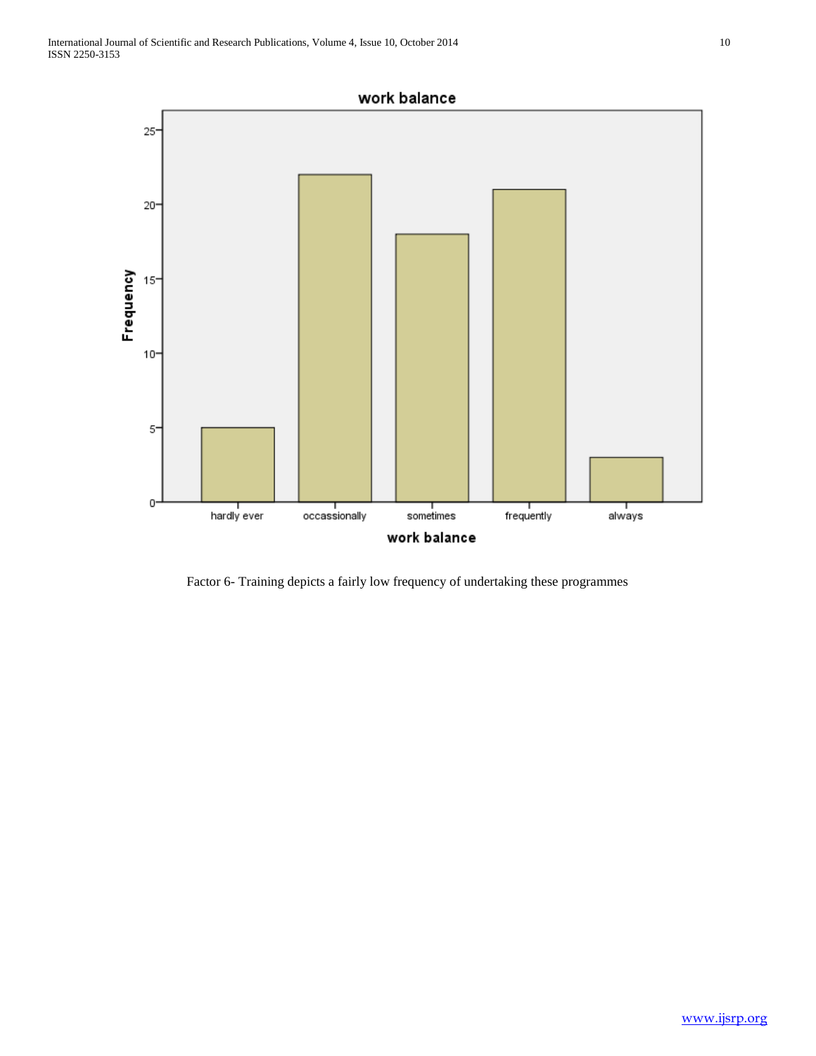Factor 6- Training depicts a fairly low frequency of undertaking these programmes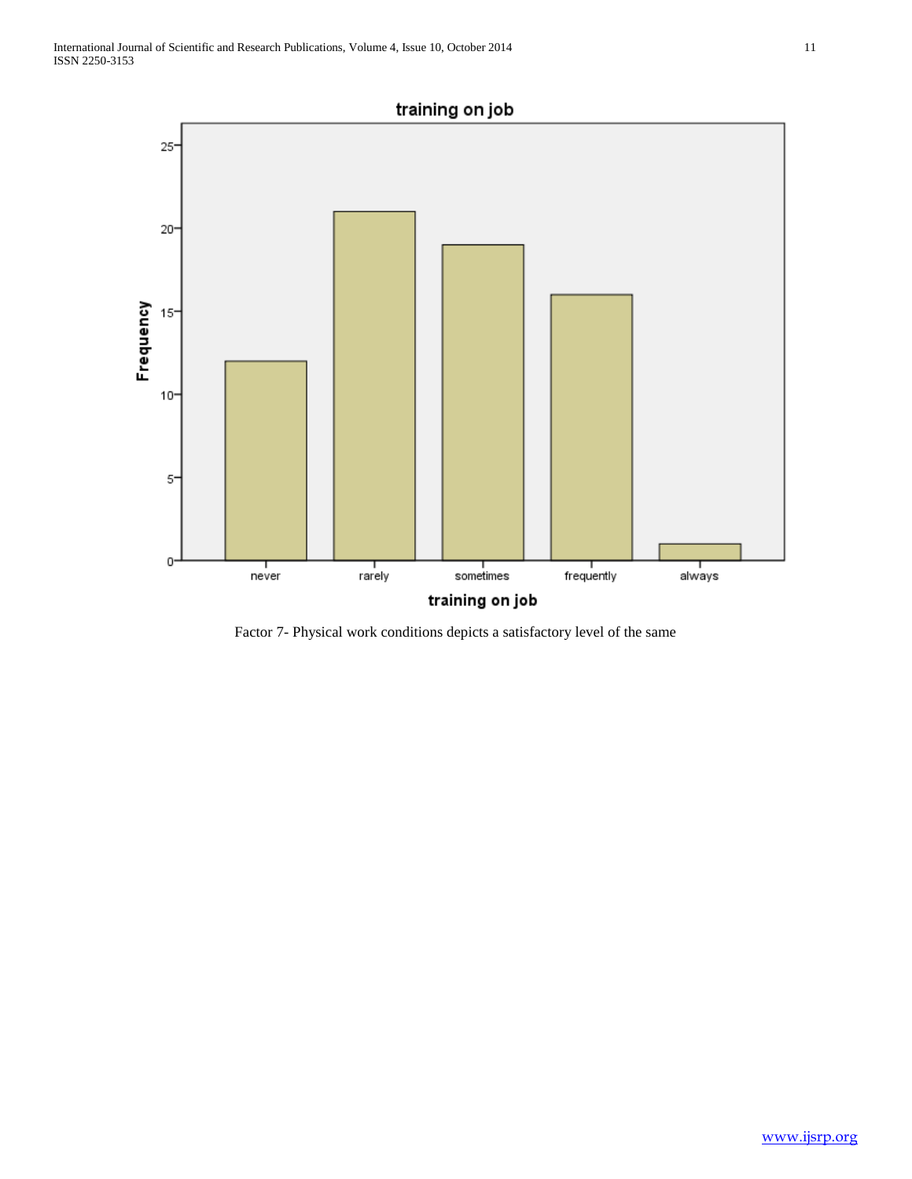Factor 7- Physical work conditions depicts a satisfactory level of the same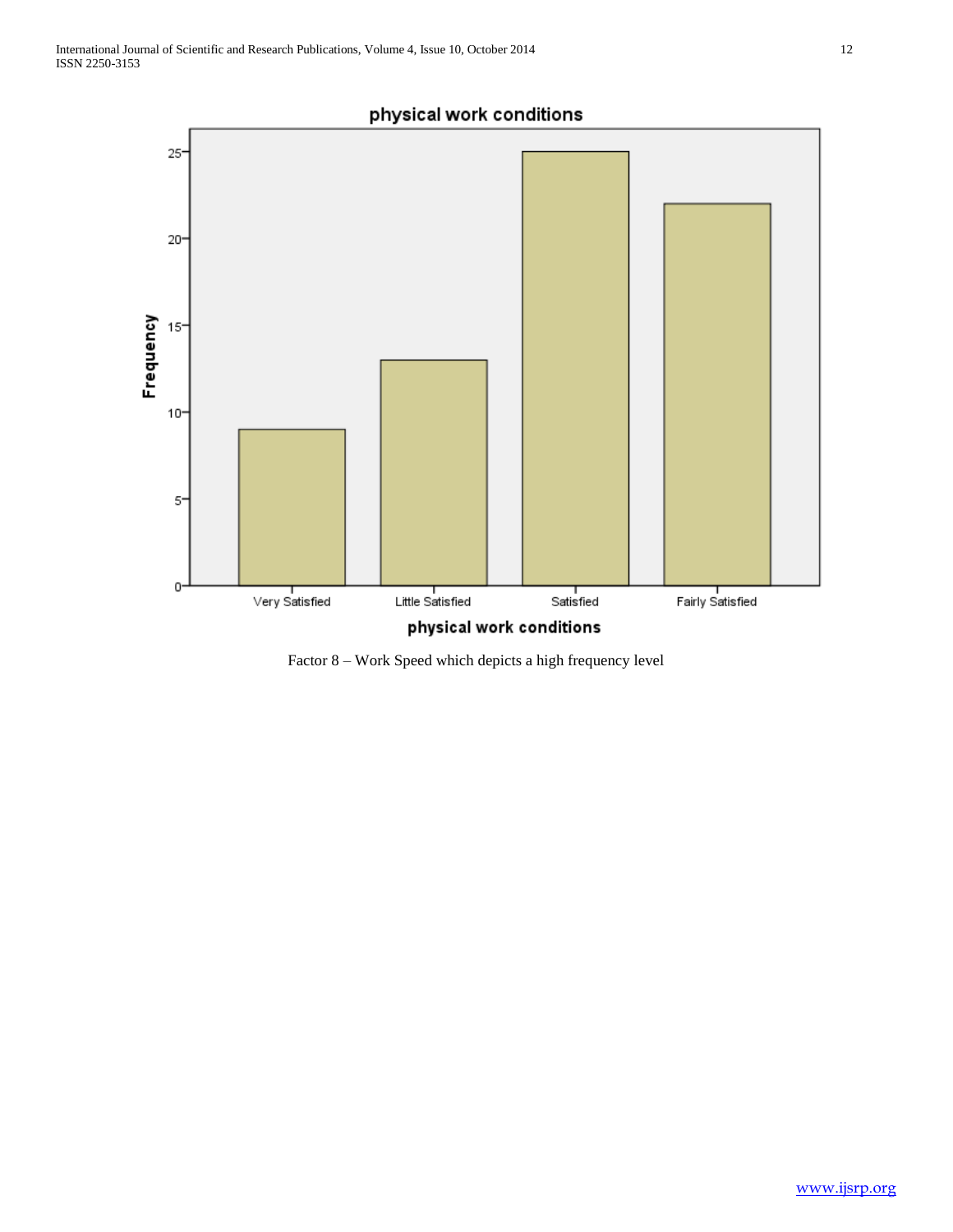Factor 8 – Work Speed which depicts a high frequency level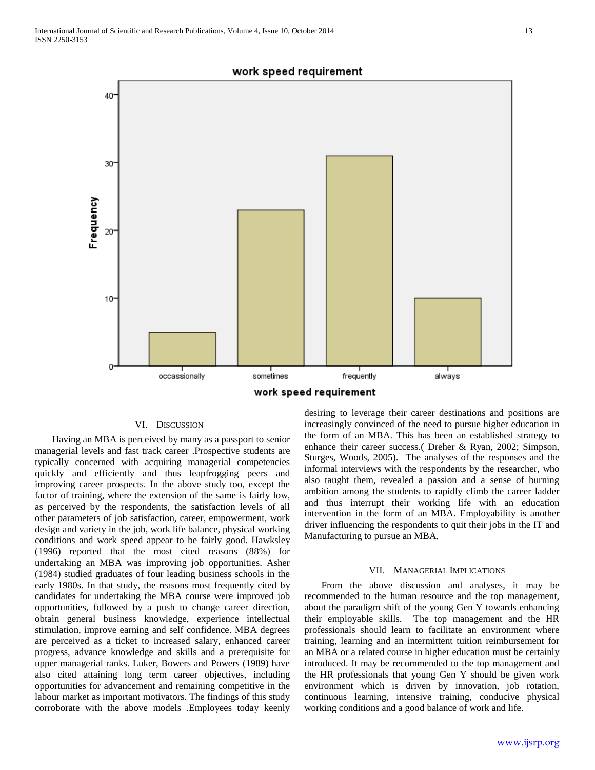work speed requirement

| work speed requirement | Frequency |
|---|---|
| occassionally | 5 |
| sometimes | 23 |
| frequently | 31 |
| always | 10 |

## VI. Discussion

Having an MBA is perceived by many as a passport to senior managerial levels and fast track career .Prospective students are typically concerned with acquiring managerial competencies quickly and efficiently and thus leapfrogging peers and improving career prospects. In the above study too, except the factor of training, where the extension of the same is fairly low, as perceived by the respondents, the satisfaction levels of all other parameters of job satisfaction, career, empowerment, work design and variety in the job, work life balance, physical working conditions and work speed appear to be fairly good. Hawksley (1996) reported that the most cited reasons (88%) for undertaking an MBA was improving job opportunities. Asher (1984) studied graduates of four leading business schools in the early 1980s. In that study, the reasons most frequently cited by candidates for undertaking the MBA course were improved job opportunities, followed by a push to change career direction, obtain general business knowledge, experience intellectual stimulation, improve earning and self confidence. MBA degrees are perceived as a ticket to increased salary, enhanced career progress, advance knowledge and skills and a prerequisite for upper managerial ranks. Luker, Bowers and Powers (1989) have also cited attaining long term career objectives, including opportunities for advancement and remaining competitive in the labour market as important motivators. The findings of this study corroborate with the above models .Employees today keenly desiring to leverage their career destinations and positions are increasingly convinced of the need to pursue higher education in the form of an MBA. This has been an established strategy to enhance their career success.( Dreher & Ryan, 2002; Simpson, Sturges, Woods, 2005). The analyses of the responses and the informal interviews with the respondents by the researcher, who also taught them, revealed a passion and a sense of burning ambition among the students to rapidly climb the career ladder and thus interrupt their working life with an education intervention in the form of an MBA. Employability is another driver influencing the respondents to quit their jobs in the IT and Manufacturing to pursue an MBA.

## VII. Managerial Implications

From the above discussion and analyses, it may be recommended to the human resource and the top management, about the paradigm shift of the young Gen Y towards enhancing their employable skills. The top management and the HR professionals should learn to facilitate an environment where training, learning and an intermittent tuition reimbursement for an MBA or a related course in higher education must be certainly introduced. It may be recommended to the top management and the HR professionals that young Gen Y should be given work environment which is driven by innovation, job rotation, continuous learning, intensive training, conducive physical working conditions and a good balance of work and life.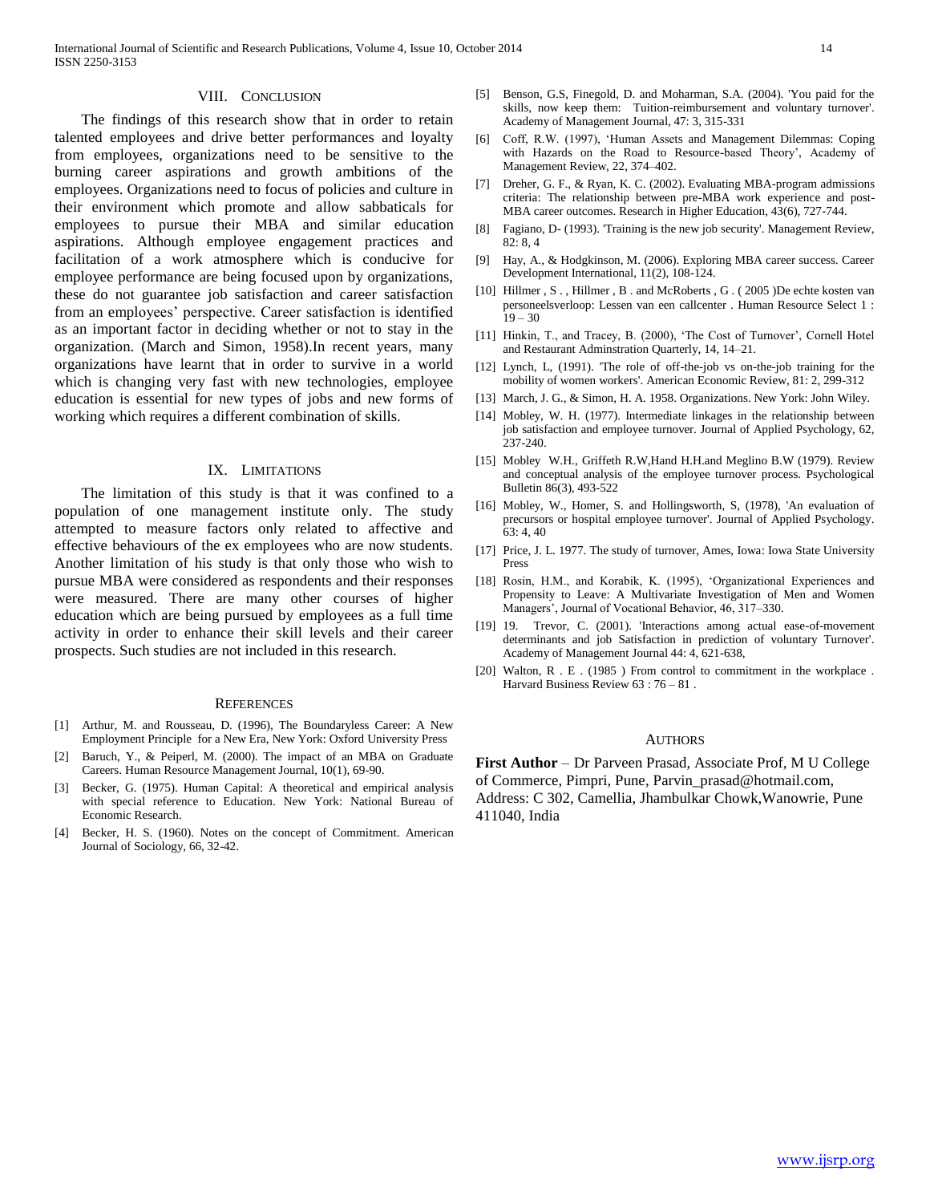## VIII. Conclusion

The findings of this research show that in order to retain talented employees and drive better performances and loyalty from employees, organizations need to be sensitive to the burning career aspirations and growth ambitions of the employees. Organizations need to focus of policies and culture in their environment which promote and allow sabbaticals for employees to pursue their MBA and similar education aspirations. Although employee engagement practices and facilitation of a work atmosphere which is conducive for employee performance are being focused upon by organizations, these do not guarantee job satisfaction and career satisfaction from an employees' perspective. Career satisfaction is identified as an important factor in deciding whether or not to stay in the organization. (March and Simon, 1958).In recent years, many organizations have learnt that in order to survive in a world which is changing very fast with new technologies, employee education is essential for new types of jobs and new forms of working which requires a different combination of skills.

## IX. Limitations

The limitation of this study is that it was confined to a population of one management institute only. The study attempted to measure factors only related to affective and effective behaviours of the ex employees who are now students. Another limitation of his study is that only those who wish to pursue MBA were considered as respondents and their responses were measured. There are many other courses of higher education which are being pursued by employees as a full time activity in order to enhance their skill levels and their career prospects. Such studies are not included in this research.

## References

[1] Arthur, M. and Rousseau, D. (1996), The Boundaryless Career: A New Employment Principle for a New Era, New York: Oxford University Press

[2] Baruch, Y., & Peiperl, M. (2000). The impact of an MBA on Graduate Careers. Human Resource Management Journal, 10(1), 69-90.

[3] Becker, G. (1975). Human Capital: A theoretical and empirical analysis with special reference to Education. New York: National Bureau of Economic Research.

[4] Becker, H. S. (1960). Notes on the concept of Commitment. American Journal of Sociology, 66, 32-42.

[5] Benson, G.S, Finegold, D. and Moharman, S.A. (2004). 'You paid for the skills, now keep them: Tuition-reimbursement and voluntary turnover'. Academy of Management Journal, 47: 3, 315-331

[6] Coff, R.W. (1997), 'Human Assets and Management Dilemmas: Coping with Hazards on the Road to Resource-based Theory', Academy of Management Review, 22, 374–402.

[7] Dreher, G. F., & Ryan, K. C. (2002). Evaluating MBA-program admissions criteria: The relationship between pre-MBA work experience and post-MBA career outcomes. Research in Higher Education, 43(6), 727-744.

[8] Fagiano, D- (1993). 'Training is the new job security'. Management Review, 82: 8, 4

[9] Hay, A., & Hodgkinson, M. (2006). Exploring MBA career success. Career Development International, 11(2), 108-124.

[10] Hillmer , S . , Hillmer , B . and McRoberts , G . ( 2005 )De echte kosten van personeelsverloop: Lessen van een callcenter . Human Resource Select 1 : 19 – 30

[11] Hinkin, T., and Tracey, B. (2000), 'The Cost of Turnover', Cornell Hotel and Restaurant Adminstration Quarterly, 14, 14–21.

[12] Lynch, L, (1991). 'The role of off-the-job vs on-the-job training for the mobility of women workers'. American Economic Review, 81: 2, 299-312

[13] March, J. G., & Simon, H. A. 1958. Organizations. New York: John Wiley.

[14] Mobley, W. H. (1977). Intermediate linkages in the relationship between job satisfaction and employee turnover. Journal of Applied Psychology, 62, 237-240.

[15] Mobley W.H., Griffeth R.W,Hand H.H.and Meglino B.W (1979). Review and conceptual analysis of the employee turnover process. Psychological Bulletin 86(3), 493-522

[16] Mobley, W., Homer, S. and Hollingsworth, S, (1978), 'An evaluation of precursors or hospital employee turnover'. Journal of Applied Psychology. 63: 4, 40

[17] Price, J. L. 1977. The study of turnover, Ames, Iowa: Iowa State University Press

[18] Rosin, H.M., and Korabik, K. (1995), 'Organizational Experiences and Propensity to Leave: A Multivariate Investigation of Men and Women Managers', Journal of Vocational Behavior, 46, 317–330.

[19] 19. Trevor, C. (2001). 'Interactions among actual ease-of-movement determinants and job Satisfaction in prediction of voluntary Turnover'. Academy of Management Journal 44: 4, 621-638,

[20] Walton, R . E . (1985 ) From control to commitment in the workplace . Harvard Business Review 63 : 76 – 81 .

## Authors

**First Author** – Dr Parveen Prasad, Associate Prof, M U College of Commerce, Pimpri, Pune, Parvin_prasad@hotmail.com, Address: C 302, Camellia, Jhambulkar Chowk,Wanowrie, Pune 411040, India